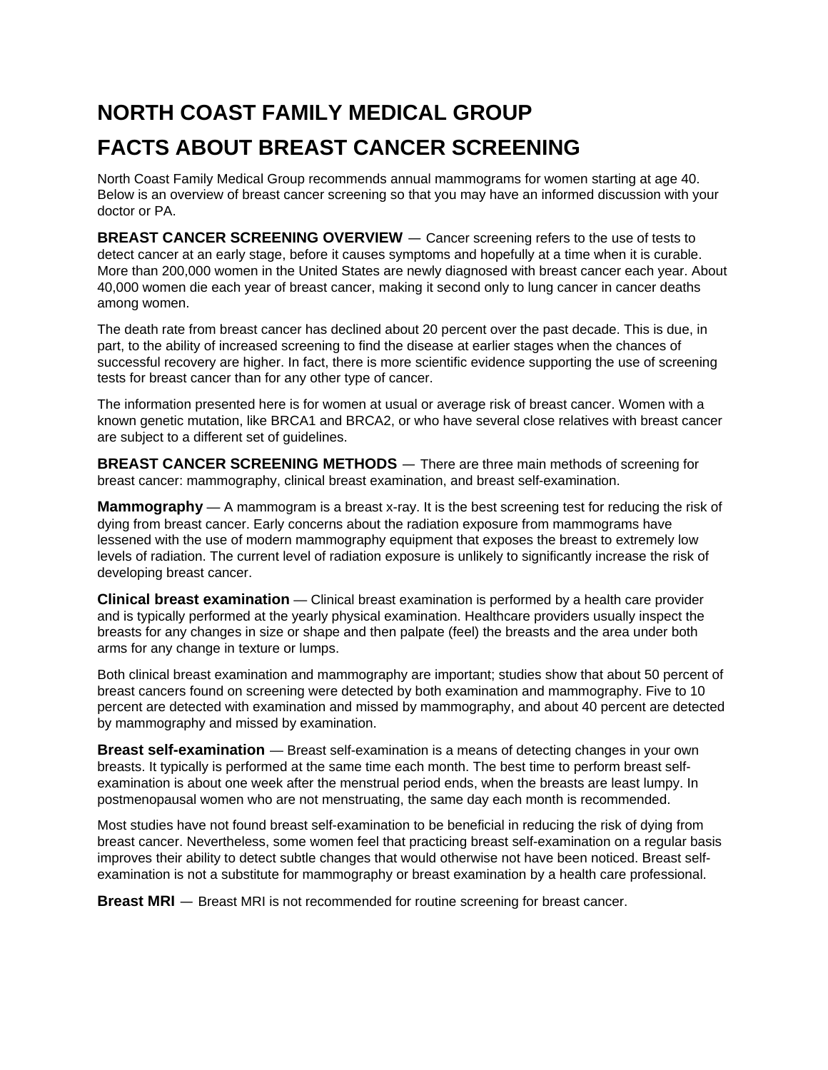# NORTH COAST FAMILY MEDICAL GROUP

# FACTS ABOUT BREAST CANCER SCREENING

North Coast Family Medical Group recommends annual mammograms for women starting at age 40. Below is an overview of breast cancer screening so that you may have an informed discussion with your doctor or PA.

**BREAST CANCER SCREENING OVERVIEW** — Cancer screening refers to the use of tests to detect cancer at an early stage, before it causes symptoms and hopefully at a time when it is curable. More than 200,000 women in the United States are newly diagnosed with breast cancer each year. About 40,000 women die each year of breast cancer, making it second only to lung cancer in cancer deaths among women.

The death rate from breast cancer has declined about 20 percent over the past decade. This is due, in part, to the ability of increased screening to find the disease at earlier stages when the chances of successful recovery are higher. In fact, there is more scientific evidence supporting the use of screening tests for breast cancer than for any other type of cancer.

The information presented here is for women at usual or average risk of breast cancer. Women with a known genetic mutation, like BRCA1 and BRCA2, or who have several close relatives with breast cancer are subject to a different set of guidelines.

**BREAST CANCER SCREENING METHODS** — There are three main methods of screening for breast cancer: mammography, clinical breast examination, and breast self-examination.

**Mammography** — A mammogram is a breast x-ray. It is the best screening test for reducing the risk of dying from breast cancer. Early concerns about the radiation exposure from mammograms have lessened with the use of modern mammography equipment that exposes the breast to extremely low levels of radiation. The current level of radiation exposure is unlikely to significantly increase the risk of developing breast cancer.

**Clinical breast examination** — Clinical breast examination is performed by a health care provider and is typically performed at the yearly physical examination. Healthcare providers usually inspect the breasts for any changes in size or shape and then palpate (feel) the breasts and the area under both arms for any change in texture or lumps.

Both clinical breast examination and mammography are important; studies show that about 50 percent of breast cancers found on screening were detected by both examination and mammography. Five to 10 percent are detected with examination and missed by mammography, and about 40 percent are detected by mammography and missed by examination.

**Breast self-examination** — Breast self-examination is a means of detecting changes in your own breasts. It typically is performed at the same time each month. The best time to perform breast self-examination is about one week after the menstrual period ends, when the breasts are least lumpy. In postmenopausal women who are not menstruating, the same day each month is recommended.

Most studies have not found breast self-examination to be beneficial in reducing the risk of dying from breast cancer. Nevertheless, some women feel that practicing breast self-examination on a regular basis improves their ability to detect subtle changes that would otherwise not have been noticed. Breast self-examination is not a substitute for mammography or breast examination by a health care professional.

**Breast MRI** — Breast MRI is not recommended for routine screening for breast cancer.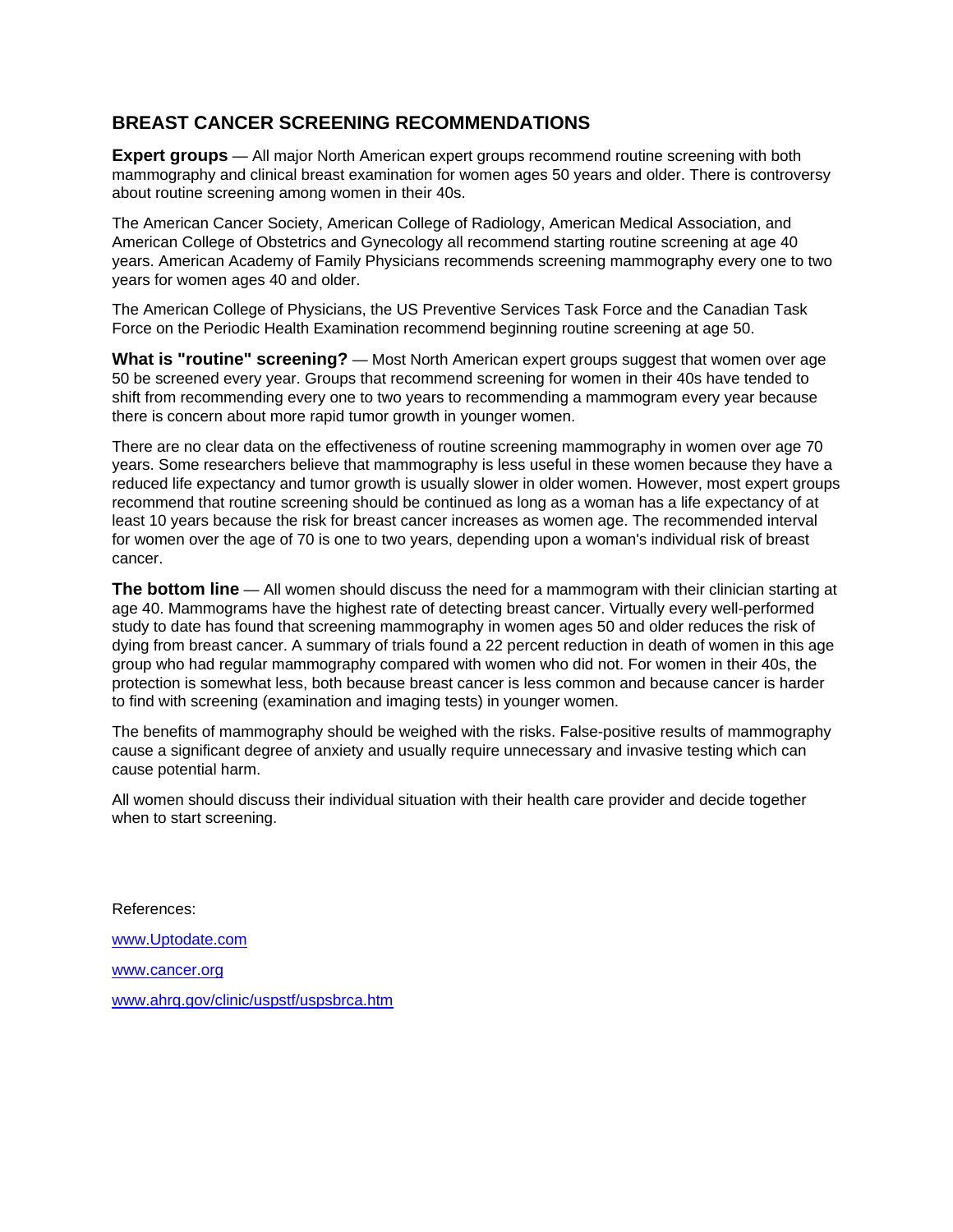## BREAST CANCER SCREENING RECOMMENDATIONS

**Expert groups** — All major North American expert groups recommend routine screening with both mammography and clinical breast examination for women ages 50 years and older. There is controversy about routine screening among women in their 40s.

The American Cancer Society, American College of Radiology, American Medical Association, and American College of Obstetrics and Gynecology all recommend starting routine screening at age 40 years. American Academy of Family Physicians recommends screening mammography every one to two years for women ages 40 and older.

The American College of Physicians, the US Preventive Services Task Force and the Canadian Task Force on the Periodic Health Examination recommend beginning routine screening at age 50.

**What is "routine" screening?** — Most North American expert groups suggest that women over age 50 be screened every year. Groups that recommend screening for women in their 40s have tended to shift from recommending every one to two years to recommending a mammogram every year because there is concern about more rapid tumor growth in younger women.

There are no clear data on the effectiveness of routine screening mammography in women over age 70 years. Some researchers believe that mammography is less useful in these women because they have a reduced life expectancy and tumor growth is usually slower in older women. However, most expert groups recommend that routine screening should be continued as long as a woman has a life expectancy of at least 10 years because the risk for breast cancer increases as women age. The recommended interval for women over the age of 70 is one to two years, depending upon a woman's individual risk of breast cancer.

**The bottom line** — All women should discuss the need for a mammogram with their clinician starting at age 40. Mammograms have the highest rate of detecting breast cancer. Virtually every well-performed study to date has found that screening mammography in women ages 50 and older reduces the risk of dying from breast cancer. A summary of trials found a 22 percent reduction in death of women in this age group who had regular mammography compared with women who did not. For women in their 40s, the protection is somewhat less, both because breast cancer is less common and because cancer is harder to find with screening (examination and imaging tests) in younger women.

The benefits of mammography should be weighed with the risks. False-positive results of mammography cause a significant degree of anxiety and usually require unnecessary and invasive testing which can cause potential harm.

All women should discuss their individual situation with their health care provider and decide together when to start screening.

References:

www.Uptodate.com

www.cancer.org

www.ahrq.gov/clinic/uspstf/uspsbrca.htm